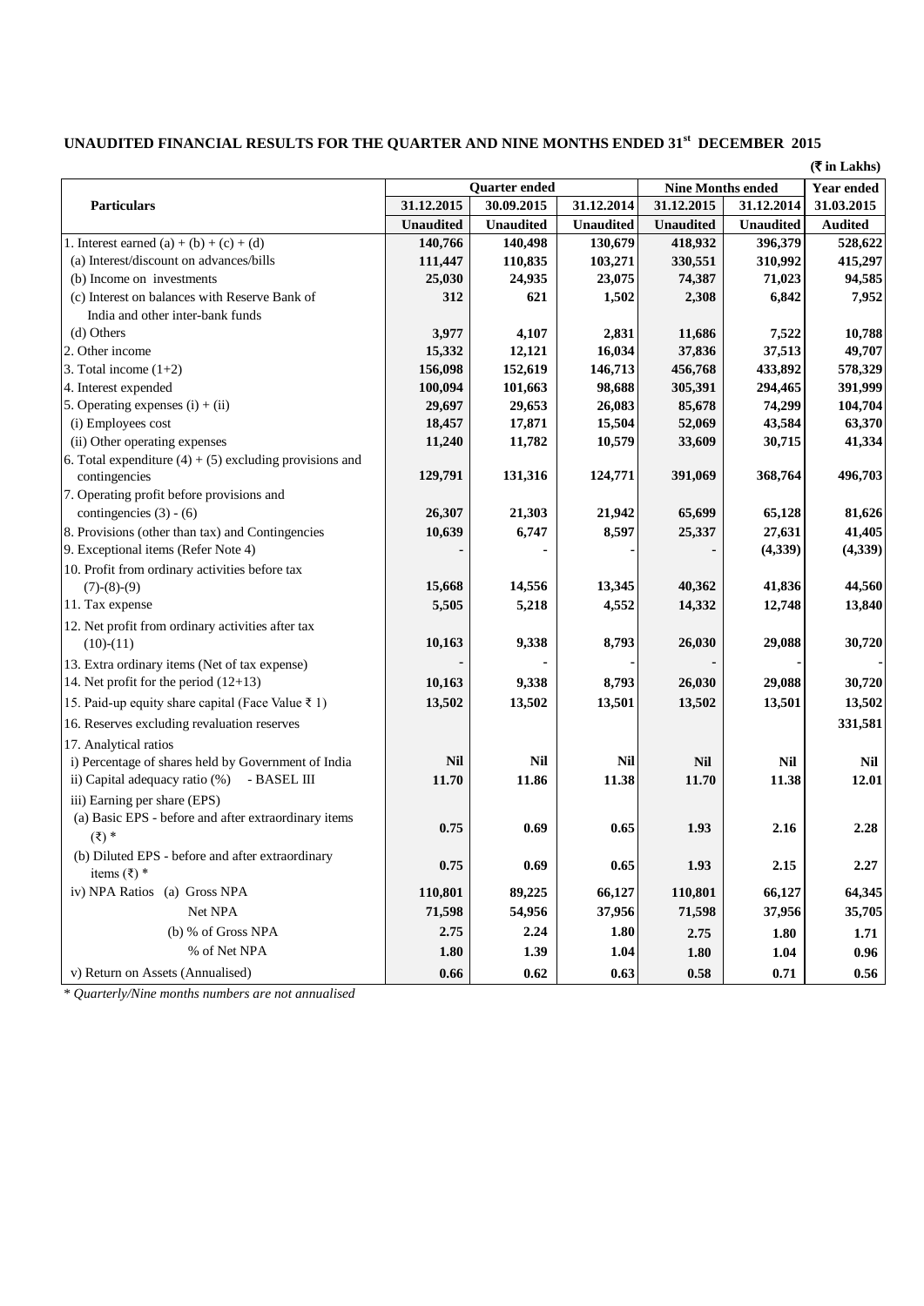## UNAUDITED FINANCIAL RESULTS FOR THE QUARTER AND NINE MONTHS ENDED 31st DECEMBER 2015

(₹ in Lakhs)

| Particulars | Quarter ended | | | Nine Months ended | | Year ended |
|---|---|---|---|---|---|---|
| | 31.12.2015 | 30.09.2015 | 31.12.2014 | 31.12.2015 | 31.12.2014 | 31.03.2015 |
| | Unaudited | Unaudited | Unaudited | Unaudited | Unaudited | Audited |
| 1. Interest earned (a) + (b) + (c) + (d) | 140,766 | 140,498 | 130,679 | 418,932 | 396,379 | 528,622 |
| (a) Interest/discount on advances/bills | 111,447 | 110,835 | 103,271 | 330,551 | 310,992 | 415,297 |
| (b) Income on investments | 25,030 | 24,935 | 23,075 | 74,387 | 71,023 | 94,585 |
| (c) Interest on balances with Reserve Bank of India and other inter-bank funds | 312 | 621 | 1,502 | 2,308 | 6,842 | 7,952 |
| (d) Others | 3,977 | 4,107 | 2,831 | 11,686 | 7,522 | 10,788 |
| 2. Other income | 15,332 | 12,121 | 16,034 | 37,836 | 37,513 | 49,707 |
| 3. Total income (1+2) | 156,098 | 152,619 | 146,713 | 456,768 | 433,892 | 578,329 |
| 4. Interest expended | 100,094 | 101,663 | 98,688 | 305,391 | 294,465 | 391,999 |
| 5. Operating expenses (i) + (ii) | 29,697 | 29,653 | 26,083 | 85,678 | 74,299 | 104,704 |
| (i) Employees cost | 18,457 | 17,871 | 15,504 | 52,069 | 43,584 | 63,370 |
| (ii) Other operating expenses | 11,240 | 11,782 | 10,579 | 33,609 | 30,715 | 41,334 |
| 6. Total expenditure (4) + (5) excluding provisions and contingencies | 129,791 | 131,316 | 124,771 | 391,069 | 368,764 | 496,703 |
| 7. Operating profit before provisions and contingencies (3) - (6) | 26,307 | 21,303 | 21,942 | 65,699 | 65,128 | 81,626 |
| 8. Provisions (other than tax) and Contingencies | 10,639 | 6,747 | 8,597 | 25,337 | 27,631 | 41,405 |
| 9. Exceptional items (Refer Note 4) | - | - | - | - | (4,339) | (4,339) |
| 10. Profit from ordinary activities before tax (7)-(8)-(9) | 15,668 | 14,556 | 13,345 | 40,362 | 41,836 | 44,560 |
| 11. Tax expense | 5,505 | 5,218 | 4,552 | 14,332 | 12,748 | 13,840 |
| 12. Net profit from ordinary activities after tax (10)-(11) | 10,163 | 9,338 | 8,793 | 26,030 | 29,088 | 30,720 |
| 13. Extra ordinary items (Net of tax expense) | - | - | - | - | - | - |
| 14. Net profit for the period (12+13) | 10,163 | 9,338 | 8,793 | 26,030 | 29,088 | 30,720 |
| 15. Paid-up equity share capital (Face Value ₹ 1) | 13,502 | 13,502 | 13,501 | 13,502 | 13,501 | 13,502 |
| 16. Reserves excluding revaluation reserves | | | | | | 331,581 |
| 17. Analytical ratios | | | | | | |
| i) Percentage of shares held by Government of India | Nil | Nil | Nil | Nil | Nil | Nil |
| ii) Capital adequacy ratio (%) - BASEL III | 11.70 | 11.86 | 11.38 | 11.70 | 11.38 | 12.01 |
| iii) Earning per share (EPS) | | | | | | |
| (a) Basic EPS - before and after extraordinary items (₹) * | 0.75 | 0.69 | 0.65 | 1.93 | 2.16 | 2.28 |
| (b) Diluted EPS - before and after extraordinary items (₹) * | 0.75 | 0.69 | 0.65 | 1.93 | 2.15 | 2.27 |
| iv) NPA Ratios (a) Gross NPA | 110,801 | 89,225 | 66,127 | 110,801 | 66,127 | 64,345 |
| Net NPA | 71,598 | 54,956 | 37,956 | 71,598 | 37,956 | 35,705 |
| (b) % of Gross NPA | 2.75 | 2.24 | 1.80 | 2.75 | 1.80 | 1.71 |
| % of Net NPA | 1.80 | 1.39 | 1.04 | 1.80 | 1.04 | 0.96 |
| v) Return on Assets (Annualised) | 0.66 | 0.62 | 0.63 | 0.58 | 0.71 | 0.56 |

*\* Quarterly/Nine months numbers are not annualised*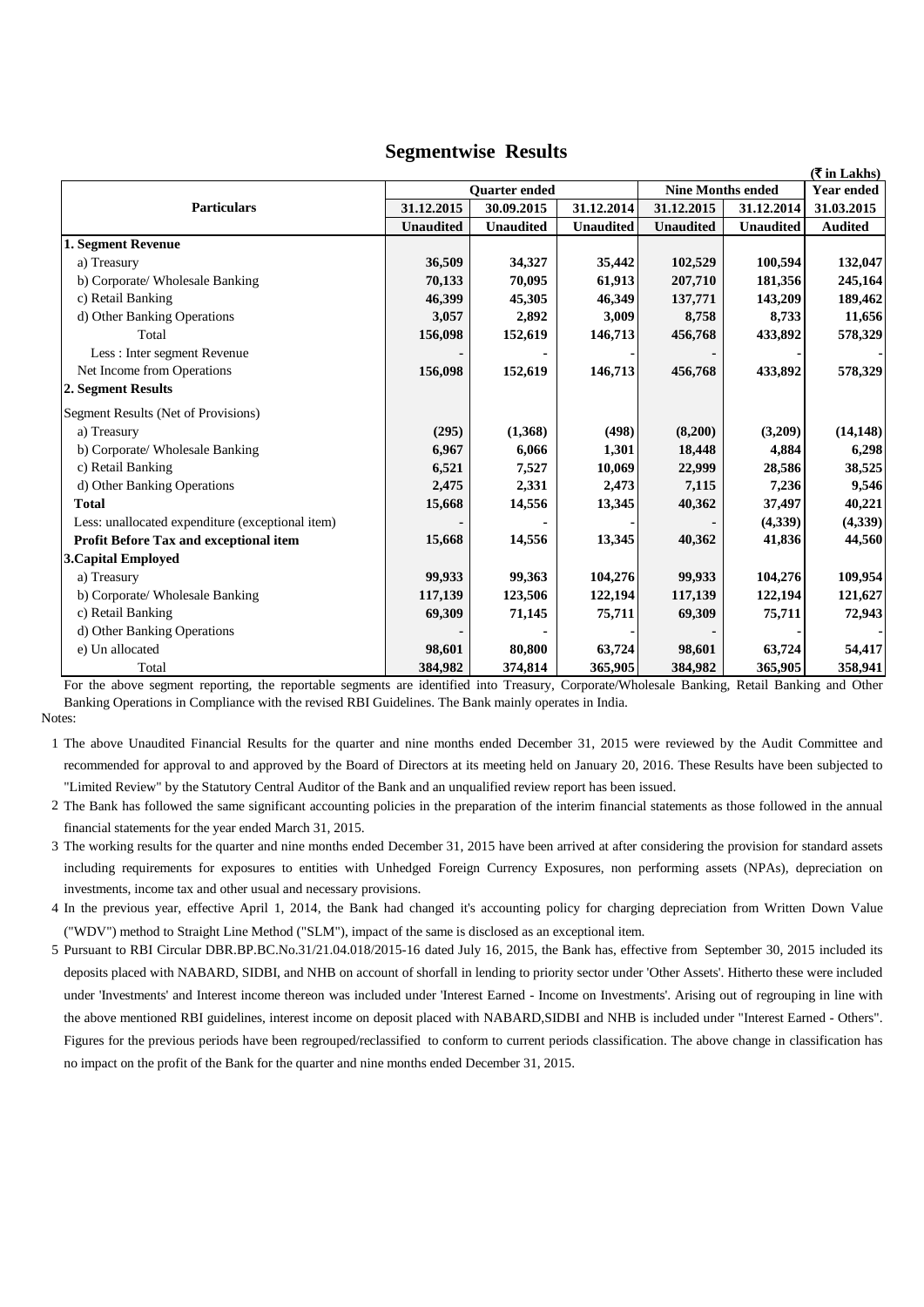# Segmentwise Results

(₹ in Lakhs)

| Particulars | Quarter ended | | | Nine Months ended | | Year ended |
|---|---|---|---|---|---|---|
| | 31.12.2015 | 30.09.2015 | 31.12.2014 | 31.12.2015 | 31.12.2014 | 31.03.2015 |
| | Unaudited | Unaudited | Unaudited | Unaudited | Unaudited | Audited |
| **1. Segment Revenue** | | | | | | |
| a) Treasury | **36,509** | **34,327** | **35,442** | **102,529** | **100,594** | **132,047** |
| b) Corporate/ Wholesale Banking | **70,133** | **70,095** | **61,913** | **207,710** | **181,356** | **245,164** |
| c) Retail Banking | **46,399** | **45,305** | **46,349** | **137,771** | **143,209** | **189,462** |
| d) Other Banking Operations | **3,057** | **2,892** | **3,009** | **8,758** | **8,733** | **11,656** |
| Total | **156,098** | **152,619** | **146,713** | **456,768** | **433,892** | **578,329** |
| Less : Inter segment Revenue | **-** | **-** | **-** | **-** | **-** | **-** |
| Net Income from Operations | **156,098** | **152,619** | **146,713** | **456,768** | **433,892** | **578,329** |
| **2. Segment Results** | | | | | | |
| Segment Results (Net of Provisions) | | | | | | |
| a) Treasury | **(295)** | **(1,368)** | **(498)** | **(8,200)** | **(3,209)** | **(14,148)** |
| b) Corporate/ Wholesale Banking | **6,967** | **6,066** | **1,301** | **18,448** | **4,884** | **6,298** |
| c) Retail Banking | **6,521** | **7,527** | **10,069** | **22,999** | **28,586** | **38,525** |
| d) Other Banking Operations | **2,475** | **2,331** | **2,473** | **7,115** | **7,236** | **9,546** |
| **Total** | **15,668** | **14,556** | **13,345** | **40,362** | **37,497** | **40,221** |
| Less: unallocated expenditure (exceptional item) | **-** | **-** | **-** | **-** | **(4,339)** | **(4,339)** |
| **Profit Before Tax and exceptional item** | **15,668** | **14,556** | **13,345** | **40,362** | **41,836** | **44,560** |
| **3.Capital Employed** | | | | | | |
| a) Treasury | **99,933** | **99,363** | **104,276** | **99,933** | **104,276** | **109,954** |
| b) Corporate/ Wholesale Banking | **117,139** | **123,506** | **122,194** | **117,139** | **122,194** | **121,627** |
| c) Retail Banking | **69,309** | **71,145** | **75,711** | **69,309** | **75,711** | **72,943** |
| d) Other Banking Operations | **-** | **-** | **-** | **-** | **-** | **-** |
| e) Un allocated | **98,601** | **80,800** | **63,724** | **98,601** | **63,724** | **54,417** |
| Total | **384,982** | **374,814** | **365,905** | **384,982** | **365,905** | **358,941** |

For the above segment reporting, the reportable segments are identified into Treasury, Corporate/Wholesale Banking, Retail Banking and Other Banking Operations in Compliance with the revised RBI Guidelines. The Bank mainly operates in India.

Notes:

1. The above Unaudited Financial Results for the quarter and nine months ended December 31, 2015 were reviewed by the Audit Committee and recommended for approval to and approved by the Board of Directors at its meeting held on January 20, 2016. These Results have been subjected to "Limited Review" by the Statutory Central Auditor of the Bank and an unqualified review report has been issued.
2. The Bank has followed the same significant accounting policies in the preparation of the interim financial statements as those followed in the annual financial statements for the year ended March 31, 2015.
3. The working results for the quarter and nine months ended December 31, 2015 have been arrived at after considering the provision for standard assets including requirements for exposures to entities with Unhedged Foreign Currency Exposures, non performing assets (NPAs), depreciation on investments, income tax and other usual and necessary provisions.
4. In the previous year, effective April 1, 2014, the Bank had changed it's accounting policy for charging depreciation from Written Down Value ("WDV") method to Straight Line Method ("SLM"), impact of the same is disclosed as an exceptional item.
5. Pursuant to RBI Circular DBR.BP.BC.No.31/21.04.018/2015-16 dated July 16, 2015, the Bank has, effective from September 30, 2015 included its deposits placed with NABARD, SIDBI, and NHB on account of shorfall in lending to priority sector under 'Other Assets'. Hitherto these were included under 'Investments' and Interest income thereon was included under 'Interest Earned - Income on Investments'. Arising out of regrouping in line with the above mentioned RBI guidelines, interest income on deposit placed with NABARD,SIDBI and NHB is included under "Interest Earned - Others". Figures for the previous periods have been regrouped/reclassified to conform to current periods classification. The above change in classification has no impact on the profit of the Bank for the quarter and nine months ended December 31, 2015.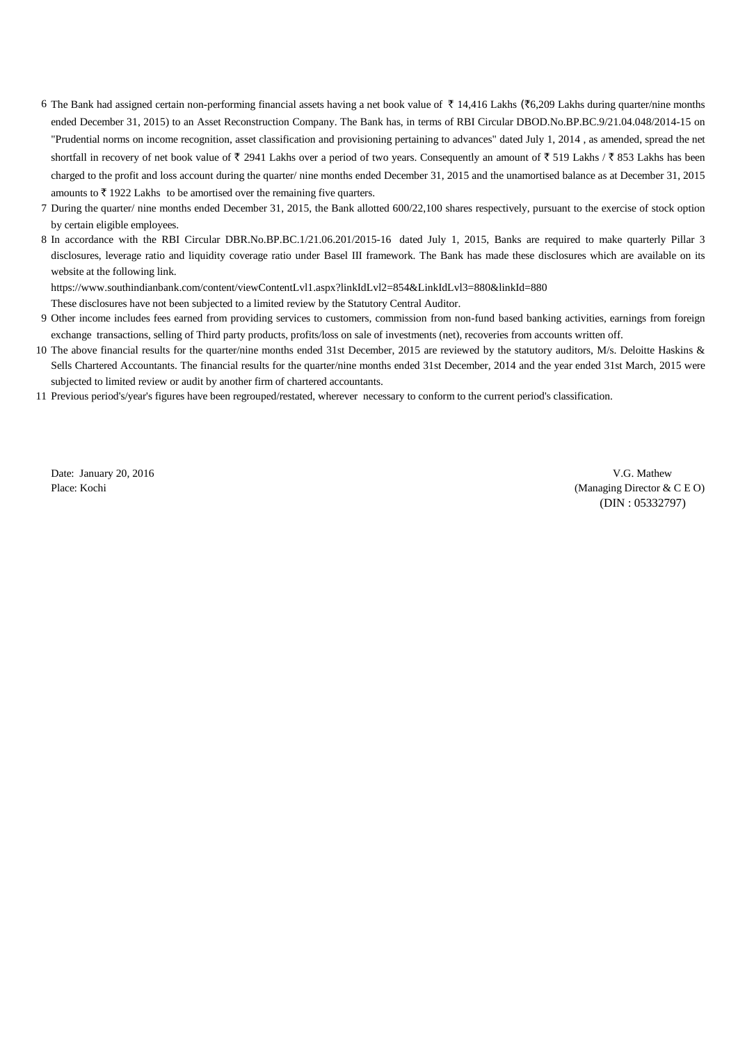6. The Bank had assigned certain non-performing financial assets having a net book value of ₹ 14,416 Lakhs (₹6,209 Lakhs during quarter/nine months ended December 31, 2015) to an Asset Reconstruction Company. The Bank has, in terms of RBI Circular DBOD.No.BP.BC.9/21.04.048/2014-15 on "Prudential norms on income recognition, asset classification and provisioning pertaining to advances" dated July 1, 2014 , as amended, spread the net shortfall in recovery of net book value of ₹ 2941 Lakhs over a period of two years. Consequently an amount of ₹ 519 Lakhs / ₹ 853 Lakhs has been charged to the profit and loss account during the quarter/ nine months ended December 31, 2015 and the unamortised balance as at December 31, 2015 amounts to ₹ 1922 Lakhs to be amortised over the remaining five quarters.
7. During the quarter/ nine months ended December 31, 2015, the Bank allotted 600/22,100 shares respectively, pursuant to the exercise of stock option by certain eligible employees.
8. In accordance with the RBI Circular DBR.No.BP.BC.1/21.06.201/2015-16 dated July 1, 2015, Banks are required to make quarterly Pillar 3 disclosures, leverage ratio and liquidity coverage ratio under Basel III framework. The Bank has made these disclosures which are available on its website at the following link.
   https://www.southindianbank.com/content/viewContentLvl1.aspx?linkIdLvl2=854&LinkIdLvl3=880&linkId=880
   These disclosures have not been subjected to a limited review by the Statutory Central Auditor.
9. Other income includes fees earned from providing services to customers, commission from non-fund based banking activities, earnings from foreign exchange transactions, selling of Third party products, profits/loss on sale of investments (net), recoveries from accounts written off.
10. The above financial results for the quarter/nine months ended 31st December, 2015 are reviewed by the statutory auditors, M/s. Deloitte Haskins & Sells Chartered Accountants. The financial results for the quarter/nine months ended 31st December, 2014 and the year ended 31st March, 2015 were subjected to limited review or audit by another firm of chartered accountants.
11. Previous period's/year's figures have been regrouped/restated, wherever necessary to conform to the current period's classification.

Date: January 20, 2016
Place: Kochi

V.G. Mathew
(Managing Director & C E O)
(DIN : 05332797)